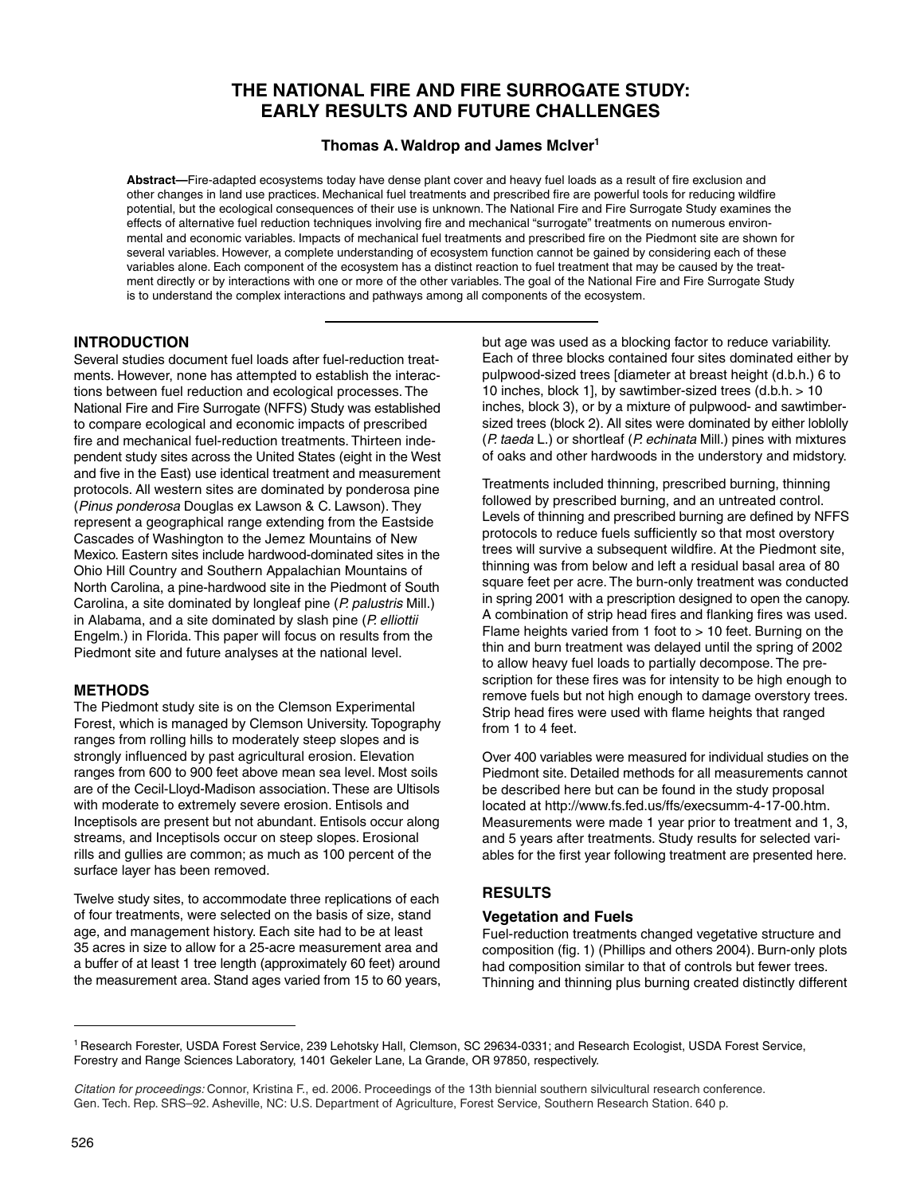# THE NATIONAL FIRE AND FIRE SURROGATE STUDY: EARLY RESULTS AND FUTURE CHALLENGES

**Thomas A. Waldrop and James McIver[1]**

**Abstract—**Fire-adapted ecosystems today have dense plant cover and heavy fuel loads as a result of fire exclusion and other changes in land use practices. Mechanical fuel treatments and prescribed fire are powerful tools for reducing wildfire potential, but the ecological consequences of their use is unknown. The National Fire and Fire Surrogate Study examines the effects of alternative fuel reduction techniques involving fire and mechanical "surrogate" treatments on numerous environmental and economic variables. Impacts of mechanical fuel treatments and prescribed fire on the Piedmont site are shown for several variables. However, a complete understanding of ecosystem function cannot be gained by considering each of these variables alone. Each component of the ecosystem has a distinct reaction to fuel treatment that may be caused by the treatment directly or by interactions with one or more of the other variables. The goal of the National Fire and Fire Surrogate Study is to understand the complex interactions and pathways among all components of the ecosystem.

## INTRODUCTION

Several studies document fuel loads after fuel-reduction treatments. However, none has attempted to establish the interactions between fuel reduction and ecological processes. The National Fire and Fire Surrogate (NFFS) Study was established to compare ecological and economic impacts of prescribed fire and mechanical fuel-reduction treatments. Thirteen independent study sites across the United States (eight in the West and five in the East) use identical treatment and measurement protocols. All western sites are dominated by ponderosa pine (*Pinus ponderosa* Douglas ex Lawson & C. Lawson). They represent a geographical range extending from the Eastside Cascades of Washington to the Jemez Mountains of New Mexico. Eastern sites include hardwood-dominated sites in the Ohio Hill Country and Southern Appalachian Mountains of North Carolina, a pine-hardwood site in the Piedmont of South Carolina, a site dominated by longleaf pine (*P. palustris* Mill.) in Alabama, and a site dominated by slash pine (*P. elliottii* Engelm.) in Florida. This paper will focus on results from the Piedmont site and future analyses at the national level.

## METHODS

The Piedmont study site is on the Clemson Experimental Forest, which is managed by Clemson University. Topography ranges from rolling hills to moderately steep slopes and is strongly influenced by past agricultural erosion. Elevation ranges from 600 to 900 feet above mean sea level. Most soils are of the Cecil-Lloyd-Madison association. These are Ultisols with moderate to extremely severe erosion. Entisols and Inceptisols are present but not abundant. Entisols occur along streams, and Inceptisols occur on steep slopes. Erosional rills and gullies are common; as much as 100 percent of the surface layer has been removed.

Twelve study sites, to accommodate three replications of each of four treatments, were selected on the basis of size, stand age, and management history. Each site had to be at least 35 acres in size to allow for a 25-acre measurement area and a buffer of at least 1 tree length (approximately 60 feet) around the measurement area. Stand ages varied from 15 to 60 years, but age was used as a blocking factor to reduce variability. Each of three blocks contained four sites dominated either by pulpwood-sized trees [diameter at breast height (d.b.h.) 6 to 10 inches, block 1], by sawtimber-sized trees (d.b.h. > 10 inches, block 3), or by a mixture of pulpwood- and sawtimber-sized trees (block 2). All sites were dominated by either loblolly (*P. taeda* L.) or shortleaf (*P. echinata* Mill.) pines with mixtures of oaks and other hardwoods in the understory and midstory.

Treatments included thinning, prescribed burning, thinning followed by prescribed burning, and an untreated control. Levels of thinning and prescribed burning are defined by NFFS protocols to reduce fuels sufficiently so that most overstory trees will survive a subsequent wildfire. At the Piedmont site, thinning was from below and left a residual basal area of 80 square feet per acre. The burn-only treatment was conducted in spring 2001 with a prescription designed to open the canopy. A combination of strip head fires and flanking fires was used. Flame heights varied from 1 foot to > 10 feet. Burning on the thin and burn treatment was delayed until the spring of 2002 to allow heavy fuel loads to partially decompose. The prescription for these fires was for intensity to be high enough to remove fuels but not high enough to damage overstory trees. Strip head fires were used with flame heights that ranged from 1 to 4 feet.

Over 400 variables were measured for individual studies on the Piedmont site. Detailed methods for all measurements cannot be described here but can be found in the study proposal located at http://www.fs.fed.us/ffs/execsumm-4-17-00.htm. Measurements were made 1 year prior to treatment and 1, 3, and 5 years after treatments. Study results for selected variables for the first year following treatment are presented here.

## RESULTS

### Vegetation and Fuels

Fuel-reduction treatments changed vegetative structure and composition (fig. 1) (Phillips and others 2004). Burn-only plots had composition similar to that of controls but fewer trees. Thinning and thinning plus burning created distinctly different

---

[1] Research Forester, USDA Forest Service, 239 Lehotsky Hall, Clemson, SC 29634-0331; and Research Ecologist, USDA Forest Service, Forestry and Range Sciences Laboratory, 1401 Gekeler Lane, La Grande, OR 97850, respectively.

*Citation for proceedings:* Connor, Kristina F., ed. 2006. Proceedings of the 13th biennial southern silvicultural research conference. Gen. Tech. Rep. SRS–92. Asheville, NC: U.S. Department of Agriculture, Forest Service, Southern Research Station. 640 p.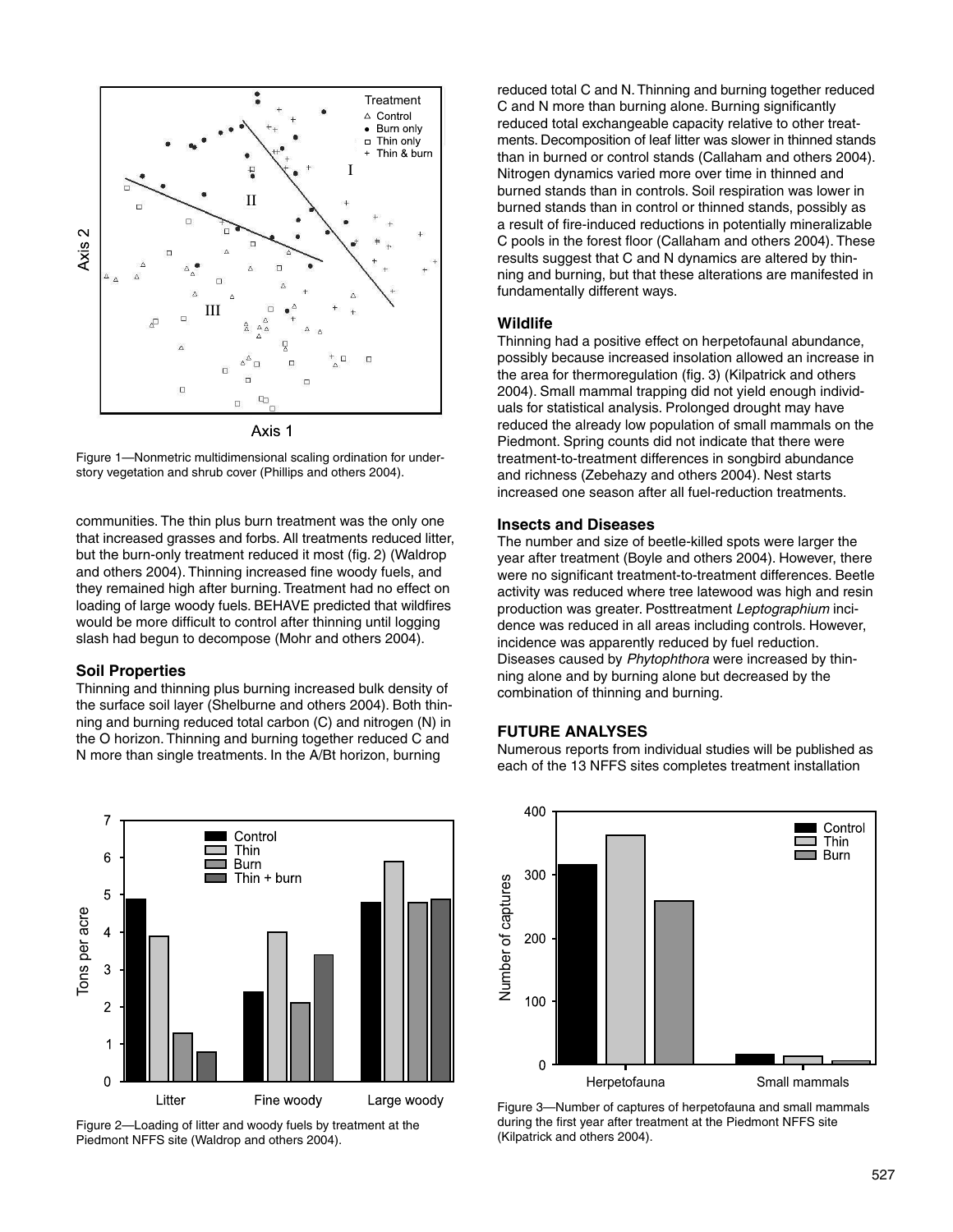Figure 1—Nonmetric multidimensional scaling ordination for understory vegetation and shrub cover (Phillips and others 2004).

communities. The thin plus burn treatment was the only one that increased grasses and forbs. All treatments reduced litter, but the burn-only treatment reduced it most (fig. 2) (Waldrop and others 2004). Thinning increased fine woody fuels, and they remained high after burning. Treatment had no effect on loading of large woody fuels. BEHAVE predicted that wildfires would be more difficult to control after thinning until logging slash had begun to decompose (Mohr and others 2004).

### Soil Properties

Thinning and thinning plus burning increased bulk density of the surface soil layer (Shelburne and others 2004). Both thinning and burning reduced total carbon (C) and nitrogen (N) in the O horizon. Thinning and burning together reduced C and N more than single treatments. In the A/Bt horizon, burning reduced total C and N. Thinning and burning together reduced C and N more than burning alone. Burning significantly reduced total exchangeable capacity relative to other treatments. Decomposition of leaf litter was slower in thinned stands than in burned or control stands (Callaham and others 2004). Nitrogen dynamics varied more over time in thinned and burned stands than in controls. Soil respiration was lower in burned stands than in control or thinned stands, possibly as a result of fire-induced reductions in potentially mineralizable C pools in the forest floor (Callaham and others 2004). These results suggest that C and N dynamics are altered by thinning and burning, but that these alterations are manifested in fundamentally different ways.

### Wildlife

Thinning had a positive effect on herpetofaunal abundance, possibly because increased insolation allowed an increase in the area for thermoregulation (fig. 3) (Kilpatrick and others 2004). Small mammal trapping did not yield enough individuals for statistical analysis. Prolonged drought may have reduced the already low population of small mammals on the Piedmont. Spring counts did not indicate that there were treatment-to-treatment differences in songbird abundance and richness (Zebehazy and others 2004). Nest starts increased one season after all fuel-reduction treatments.

### Insects and Diseases

The number and size of beetle-killed spots were larger the year after treatment (Boyle and others 2004). However, there were no significant treatment-to-treatment differences. Beetle activity was reduced where tree latewood was high and resin production was greater. Posttreatment *Leptographium* incidence was reduced in all areas including controls. However, incidence was apparently reduced by fuel reduction. Diseases caused by *Phytophthora* were increased by thinning alone and by burning alone but decreased by the combination of thinning and burning.

## FUTURE ANALYSES

Numerous reports from individual studies will be published as each of the 13 NFFS sites completes treatment installation

Figure 2—Loading of litter and woody fuels by treatment at the Piedmont NFFS site (Waldrop and others 2004).

Figure 3—Number of captures of herpetofauna and small mammals during the first year after treatment at the Piedmont NFFS site (Kilpatrick and others 2004).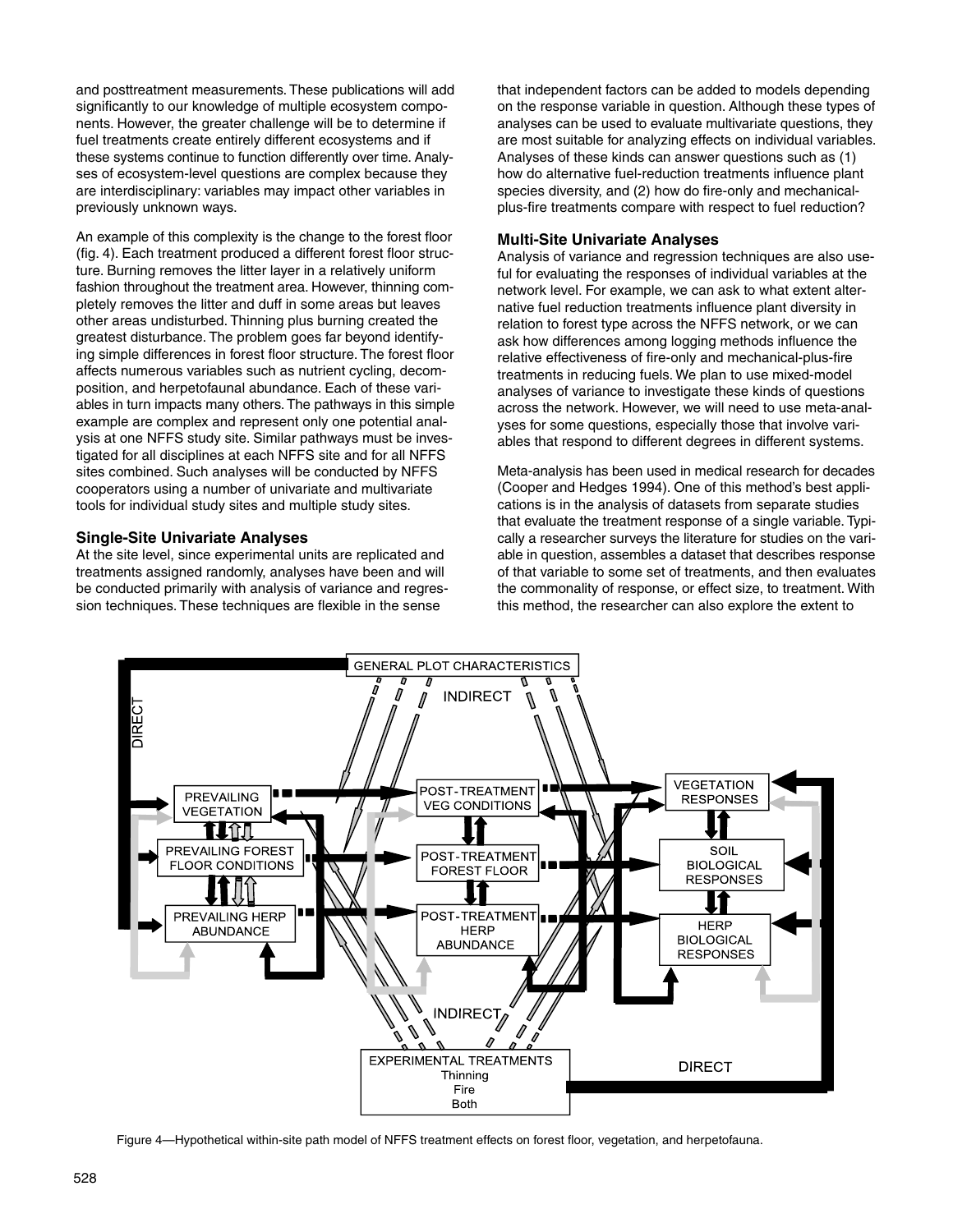and posttreatment measurements. These publications will add significantly to our knowledge of multiple ecosystem components. However, the greater challenge will be to determine if fuel treatments create entirely different ecosystems and if these systems continue to function differently over time. Analyses of ecosystem-level questions are complex because they are interdisciplinary: variables may impact other variables in previously unknown ways.

An example of this complexity is the change to the forest floor (fig. 4). Each treatment produced a different forest floor structure. Burning removes the litter layer in a relatively uniform fashion throughout the treatment area. However, thinning completely removes the litter and duff in some areas but leaves other areas undisturbed. Thinning plus burning created the greatest disturbance. The problem goes far beyond identifying simple differences in forest floor structure. The forest floor affects numerous variables such as nutrient cycling, decomposition, and herpetofaunal abundance. Each of these variables in turn impacts many others. The pathways in this simple example are complex and represent only one potential analysis at one NFFS study site. Similar pathways must be investigated for all disciplines at each NFFS site and for all NFFS sites combined. Such analyses will be conducted by NFFS cooperators using a number of univariate and multivariate tools for individual study sites and multiple study sites.

### Single-Site Univariate Analyses

At the site level, since experimental units are replicated and treatments assigned randomly, analyses have been and will be conducted primarily with analysis of variance and regression techniques. These techniques are flexible in the sense that independent factors can be added to models depending on the response variable in question. Although these types of analyses can be used to evaluate multivariate questions, they are most suitable for analyzing effects on individual variables. Analyses of these kinds can answer questions such as (1) how do alternative fuel-reduction treatments influence plant species diversity, and (2) how do fire-only and mechanical-plus-fire treatments compare with respect to fuel reduction?

### Multi-Site Univariate Analyses

Analysis of variance and regression techniques are also useful for evaluating the responses of individual variables at the network level. For example, we can ask to what extent alternative fuel reduction treatments influence plant diversity in relation to forest type across the NFFS network, or we can ask how differences among logging methods influence the relative effectiveness of fire-only and mechanical-plus-fire treatments in reducing fuels. We plan to use mixed-model analyses of variance to investigate these kinds of questions across the network. However, we will need to use meta-analyses for some questions, especially those that involve variables that respond to different degrees in different systems.

Meta-analysis has been used in medical research for decades (Cooper and Hedges 1994). One of this method's best applications is in the analysis of datasets from separate studies that evaluate the treatment response of a single variable. Typically a researcher surveys the literature for studies on the variable in question, assembles a dataset that describes response of that variable to some set of treatments, and then evaluates the commonality of response, or effect size, to treatment. With this method, the researcher can also explore the extent to

Figure 4—Hypothetical within-site path model of NFFS treatment effects on forest floor, vegetation, and herpetofauna.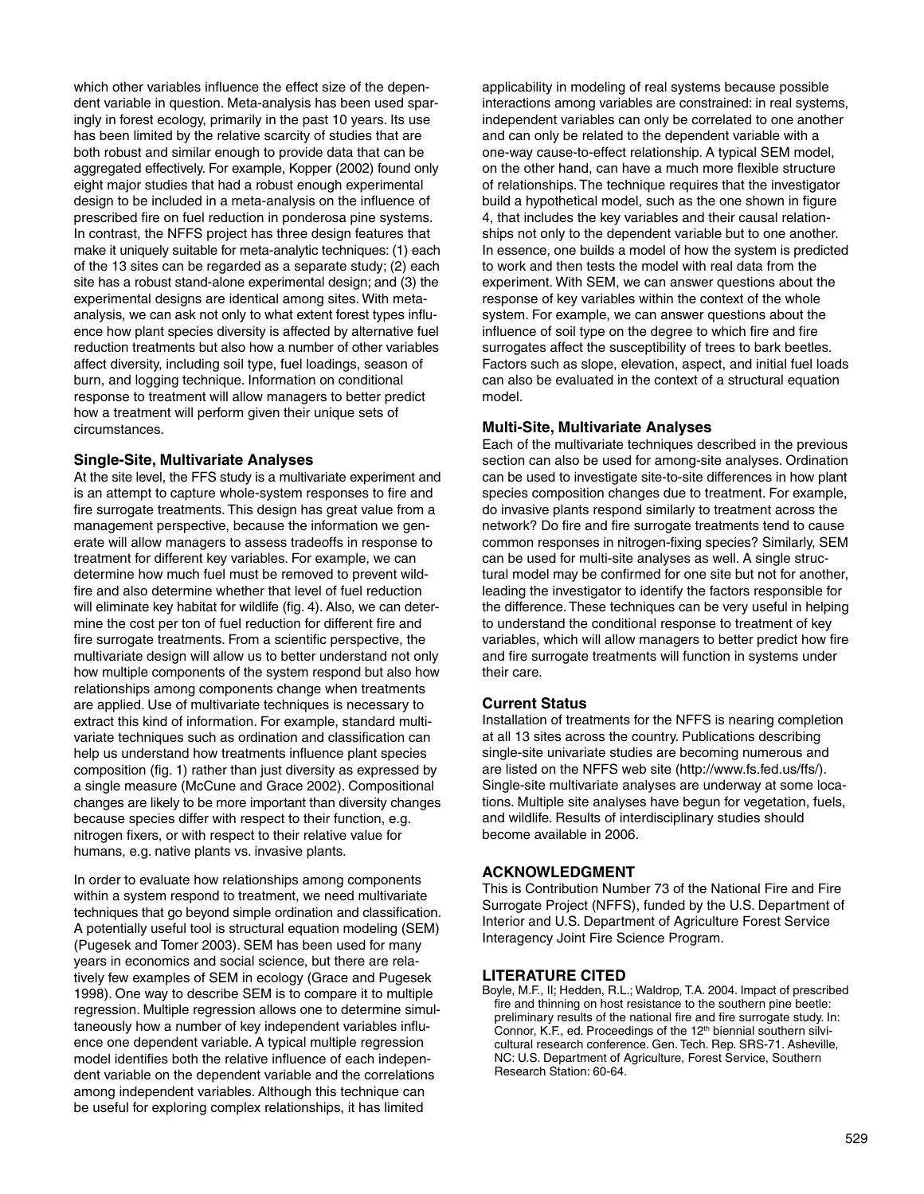which other variables influence the effect size of the dependent variable in question. Meta-analysis has been used sparingly in forest ecology, primarily in the past 10 years. Its use has been limited by the relative scarcity of studies that are both robust and similar enough to provide data that can be aggregated effectively. For example, Kopper (2002) found only eight major studies that had a robust enough experimental design to be included in a meta-analysis on the influence of prescribed fire on fuel reduction in ponderosa pine systems. In contrast, the NFFS project has three design features that make it uniquely suitable for meta-analytic techniques: (1) each of the 13 sites can be regarded as a separate study; (2) each site has a robust stand-alone experimental design; and (3) the experimental designs are identical among sites. With meta-analysis, we can ask not only to what extent forest types influence how plant species diversity is affected by alternative fuel reduction treatments but also how a number of other variables affect diversity, including soil type, fuel loadings, season of burn, and logging technique. Information on conditional response to treatment will allow managers to better predict how a treatment will perform given their unique sets of circumstances.

### Single-Site, Multivariate Analyses

At the site level, the FFS study is a multivariate experiment and is an attempt to capture whole-system responses to fire and fire surrogate treatments. This design has great value from a management perspective, because the information we generate will allow managers to assess tradeoffs in response to treatment for different key variables. For example, we can determine how much fuel must be removed to prevent wildfire and also determine whether that level of fuel reduction will eliminate key habitat for wildlife (fig. 4). Also, we can determine the cost per ton of fuel reduction for different fire and fire surrogate treatments. From a scientific perspective, the multivariate design will allow us to better understand not only how multiple components of the system respond but also how relationships among components change when treatments are applied. Use of multivariate techniques is necessary to extract this kind of information. For example, standard multivariate techniques such as ordination and classification can help us understand how treatments influence plant species composition (fig. 1) rather than just diversity as expressed by a single measure (McCune and Grace 2002). Compositional changes are likely to be more important than diversity changes because species differ with respect to their function, e.g. nitrogen fixers, or with respect to their relative value for humans, e.g. native plants vs. invasive plants.

In order to evaluate how relationships among components within a system respond to treatment, we need multivariate techniques that go beyond simple ordination and classification. A potentially useful tool is structural equation modeling (SEM) (Pugesek and Tomer 2003). SEM has been used for many years in economics and social science, but there are relatively few examples of SEM in ecology (Grace and Pugesek 1998). One way to describe SEM is to compare it to multiple regression. Multiple regression allows one to determine simultaneously how a number of key independent variables influence one dependent variable. A typical multiple regression model identifies both the relative influence of each independent variable on the dependent variable and the correlations among independent variables. Although this technique can be useful for exploring complex relationships, it has limited applicability in modeling of real systems because possible interactions among variables are constrained: in real systems, independent variables can only be correlated to one another and can only be related to the dependent variable with a one-way cause-to-effect relationship. A typical SEM model, on the other hand, can have a much more flexible structure of relationships. The technique requires that the investigator build a hypothetical model, such as the one shown in figure 4, that includes the key variables and their causal relationships not only to the dependent variable but to one another. In essence, one builds a model of how the system is predicted to work and then tests the model with real data from the experiment. With SEM, we can answer questions about the response of key variables within the context of the whole system. For example, we can answer questions about the influence of soil type on the degree to which fire and fire surrogates affect the susceptibility of trees to bark beetles. Factors such as slope, elevation, aspect, and initial fuel loads can also be evaluated in the context of a structural equation model.

### Multi-Site, Multivariate Analyses

Each of the multivariate techniques described in the previous section can also be used for among-site analyses. Ordination can be used to investigate site-to-site differences in how plant species composition changes due to treatment. For example, do invasive plants respond similarly to treatment across the network? Do fire and fire surrogate treatments tend to cause common responses in nitrogen-fixing species? Similarly, SEM can be used for multi-site analyses as well. A single structural model may be confirmed for one site but not for another, leading the investigator to identify the factors responsible for the difference. These techniques can be very useful in helping to understand the conditional response to treatment of key variables, which will allow managers to better predict how fire and fire surrogate treatments will function in systems under their care.

### Current Status

Installation of treatments for the NFFS is nearing completion at all 13 sites across the country. Publications describing single-site univariate studies are becoming numerous and are listed on the NFFS web site (http://www.fs.fed.us/ffs/). Single-site multivariate analyses are underway at some locations. Multiple site analyses have begun for vegetation, fuels, and wildlife. Results of interdisciplinary studies should become available in 2006.

## ACKNOWLEDGMENT

This is Contribution Number 73 of the National Fire and Fire Surrogate Project (NFFS), funded by the U.S. Department of Interior and U.S. Department of Agriculture Forest Service Interagency Joint Fire Science Program.

## LITERATURE CITED

Boyle, M.F., II; Hedden, R.L.; Waldrop, T.A. 2004. Impact of prescribed fire and thinning on host resistance to the southern pine beetle: preliminary results of the national fire and fire surrogate study. In: Connor, K.F., ed. Proceedings of the 12th biennial southern silvicultural research conference. Gen. Tech. Rep. SRS-71. Asheville, NC: U.S. Department of Agriculture, Forest Service, Southern Research Station: 60-64.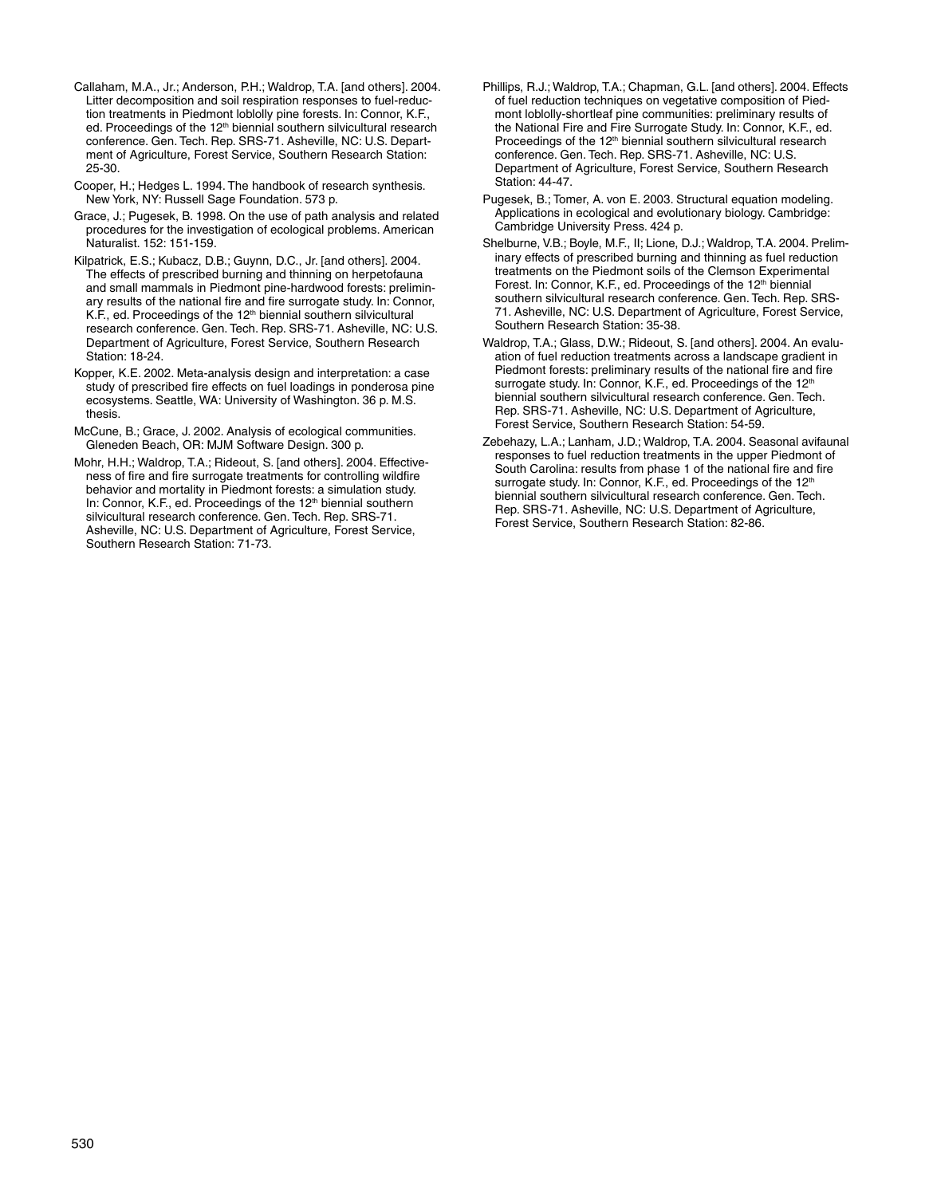Callaham, M.A., Jr.; Anderson, P.H.; Waldrop, T.A. [and others]. 2004. Litter decomposition and soil respiration responses to fuel-reduction treatments in Piedmont loblolly pine forests. In: Connor, K.F., ed. Proceedings of the 12th biennial southern silvicultural research conference. Gen. Tech. Rep. SRS-71. Asheville, NC: U.S. Department of Agriculture, Forest Service, Southern Research Station: 25-30.

Cooper, H.; Hedges L. 1994. The handbook of research synthesis. New York, NY: Russell Sage Foundation. 573 p.

Grace, J.; Pugesek, B. 1998. On the use of path analysis and related procedures for the investigation of ecological problems. American Naturalist. 152: 151-159.

Kilpatrick, E.S.; Kubacz, D.B.; Guynn, D.C., Jr. [and others]. 2004. The effects of prescribed burning and thinning on herpetofauna and small mammals in Piedmont pine-hardwood forests: preliminary results of the national fire and fire surrogate study. In: Connor, K.F., ed. Proceedings of the 12th biennial southern silvicultural research conference. Gen. Tech. Rep. SRS-71. Asheville, NC: U.S. Department of Agriculture, Forest Service, Southern Research Station: 18-24.

Kopper, K.E. 2002. Meta-analysis design and interpretation: a case study of prescribed fire effects on fuel loadings in ponderosa pine ecosystems. Seattle, WA: University of Washington. 36 p. M.S. thesis.

McCune, B.; Grace, J. 2002. Analysis of ecological communities. Gleneden Beach, OR: MJM Software Design. 300 p.

Mohr, H.H.; Waldrop, T.A.; Rideout, S. [and others]. 2004. Effectiveness of fire and fire surrogate treatments for controlling wildfire behavior and mortality in Piedmont forests: a simulation study. In: Connor, K.F., ed. Proceedings of the 12th biennial southern silvicultural research conference. Gen. Tech. Rep. SRS-71. Asheville, NC: U.S. Department of Agriculture, Forest Service, Southern Research Station: 71-73.

Phillips, R.J.; Waldrop, T.A.; Chapman, G.L. [and others]. 2004. Effects of fuel reduction techniques on vegetative composition of Piedmont loblolly-shortleaf pine communities: preliminary results of the National Fire and Fire Surrogate Study. In: Connor, K.F., ed. Proceedings of the 12th biennial southern silvicultural research conference. Gen. Tech. Rep. SRS-71. Asheville, NC: U.S. Department of Agriculture, Forest Service, Southern Research Station: 44-47.

Pugesek, B.; Tomer, A. von E. 2003. Structural equation modeling. Applications in ecological and evolutionary biology. Cambridge: Cambridge University Press. 424 p.

Shelburne, V.B.; Boyle, M.F., II; Lione, D.J.; Waldrop, T.A. 2004. Preliminary effects of prescribed burning and thinning as fuel reduction treatments on the Piedmont soils of the Clemson Experimental Forest. In: Connor, K.F., ed. Proceedings of the 12th biennial southern silvicultural research conference. Gen. Tech. Rep. SRS-71. Asheville, NC: U.S. Department of Agriculture, Forest Service, Southern Research Station: 35-38.

Waldrop, T.A.; Glass, D.W.; Rideout, S. [and others]. 2004. An evaluation of fuel reduction treatments across a landscape gradient in Piedmont forests: preliminary results of the national fire and fire surrogate study. In: Connor, K.F., ed. Proceedings of the 12th biennial southern silvicultural research conference. Gen. Tech. Rep. SRS-71. Asheville, NC: U.S. Department of Agriculture, Forest Service, Southern Research Station: 54-59.

Zebehazy, L.A.; Lanham, J.D.; Waldrop, T.A. 2004. Seasonal avifaunal responses to fuel reduction treatments in the upper Piedmont of South Carolina: results from phase 1 of the national fire and fire surrogate study. In: Connor, K.F., ed. Proceedings of the 12th biennial southern silvicultural research conference. Gen. Tech. Rep. SRS-71. Asheville, NC: U.S. Department of Agriculture, Forest Service, Southern Research Station: 82-86.